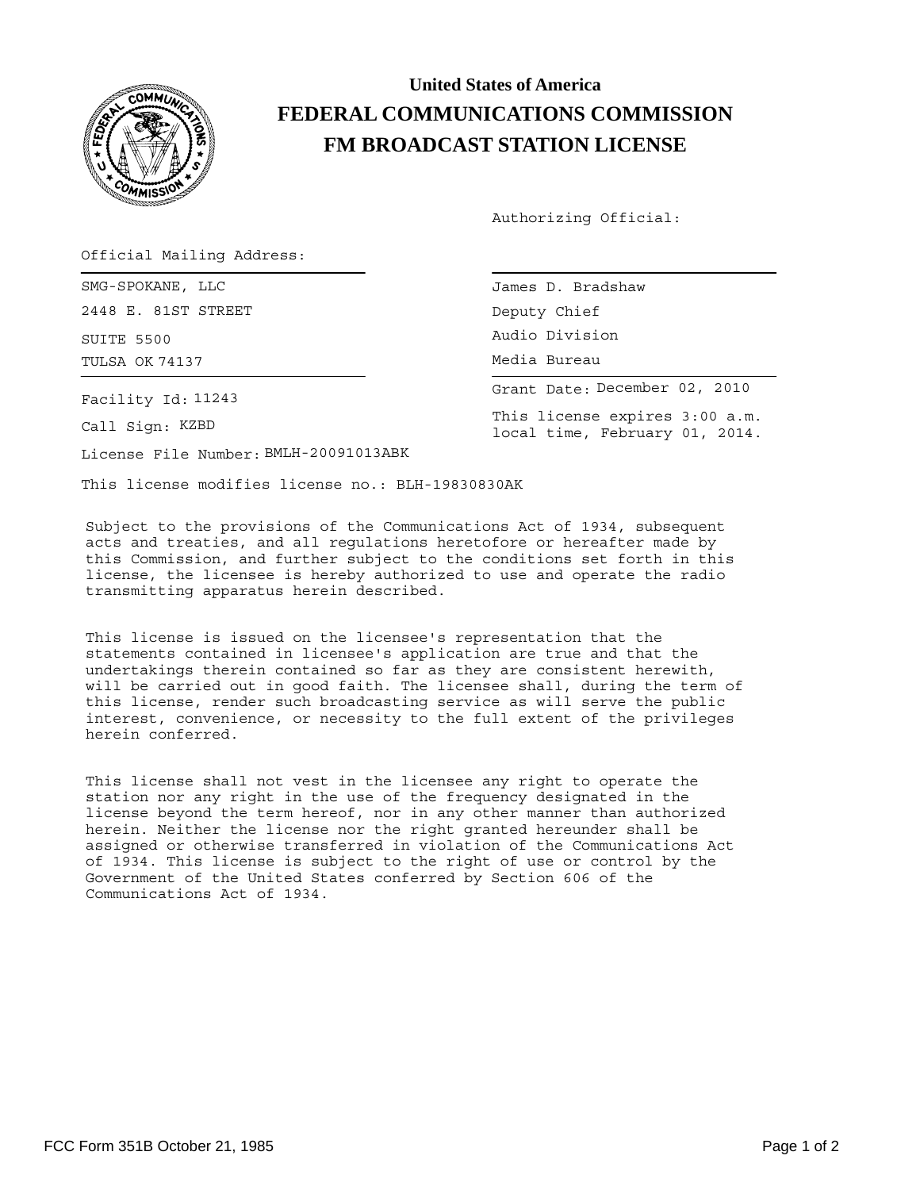# United States of America
# FEDERAL COMMUNICATIONS COMMISSION
# FM BROADCAST STATION LICENSE

Authorizing Official:

Official Mailing Address:

SMG-SPOKANE, LLC
2448 E. 81ST STREET
SUITE 5500
TULSA OK 74137

James D. Bradshaw
Deputy Chief
Audio Division
Media Bureau

Grant Date: December 02, 2010

This license expires 3:00 a.m. local time, February 01, 2014.

Facility Id: 11243

Call Sign: KZBD

License File Number: BMLH-20091013ABK

This license modifies license no.: BLH-19830830AK

Subject to the provisions of the Communications Act of 1934, subsequent acts and treaties, and all regulations heretofore or hereafter made by this Commission, and further subject to the conditions set forth in this license, the licensee is hereby authorized to use and operate the radio transmitting apparatus herein described.

This license is issued on the licensee's representation that the statements contained in licensee's application are true and that the undertakings therein contained so far as they are consistent herewith, will be carried out in good faith. The licensee shall, during the term of this license, render such broadcasting service as will serve the public interest, convenience, or necessity to the full extent of the privileges herein conferred.

This license shall not vest in the licensee any right to operate the station nor any right in the use of the frequency designated in the license beyond the term hereof, nor in any other manner than authorized herein. Neither the license nor the right granted hereunder shall be assigned or otherwise transferred in violation of the Communications Act of 1934. This license is subject to the right of use or control by the Government of the United States conferred by Section 606 of the Communications Act of 1934.

FCC Form 351B October 21, 1985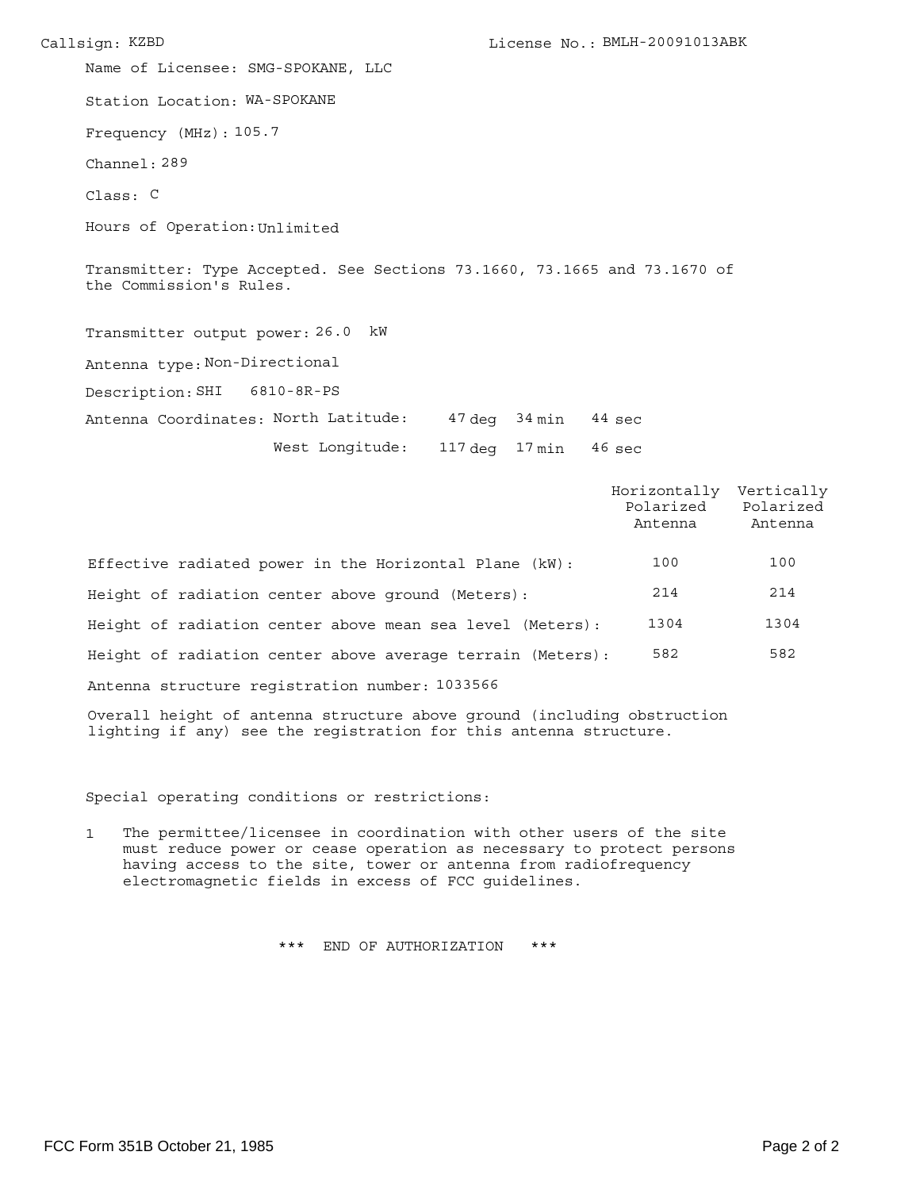Callsign: KZBD License No.: BMLH-20091013ABK

Name of Licensee: SMG-SPOKANE, LLC

Station Location: WA-SPOKANE

Frequency (MHz): 105.7

Channel: 289

Class: C

Hours of Operation: Unlimited

Transmitter: Type Accepted. See Sections 73.1660, 73.1665 and 73.1670 of the Commission's Rules.

Transmitter output power: 26.0 kW

Antenna type: Non-Directional

Description: SHI 6810-8R-PS

Antenna Coordinates: North Latitude: 47 deg 34 min 44 sec

West Longitude: 117 deg 17 min 46 sec

| | Horizontally Polarized Antenna | Vertically Polarized Antenna |
|---|---|---|
| Effective radiated power in the Horizontal Plane (kW): | 100 | 100 |
| Height of radiation center above ground (Meters): | 214 | 214 |
| Height of radiation center above mean sea level (Meters): | 1304 | 1304 |
| Height of radiation center above average terrain (Meters): | 582 | 582 |

Antenna structure registration number: 1033566

Overall height of antenna structure above ground (including obstruction lighting if any) see the registration for this antenna structure.

Special operating conditions or restrictions:

1 The permittee/licensee in coordination with other users of the site must reduce power or cease operation as necessary to protect persons having access to the site, tower or antenna from radiofrequency electromagnetic fields in excess of FCC guidelines.

\*\*\* END OF AUTHORIZATION \*\*\*

FCC Form 351B October 21, 1985